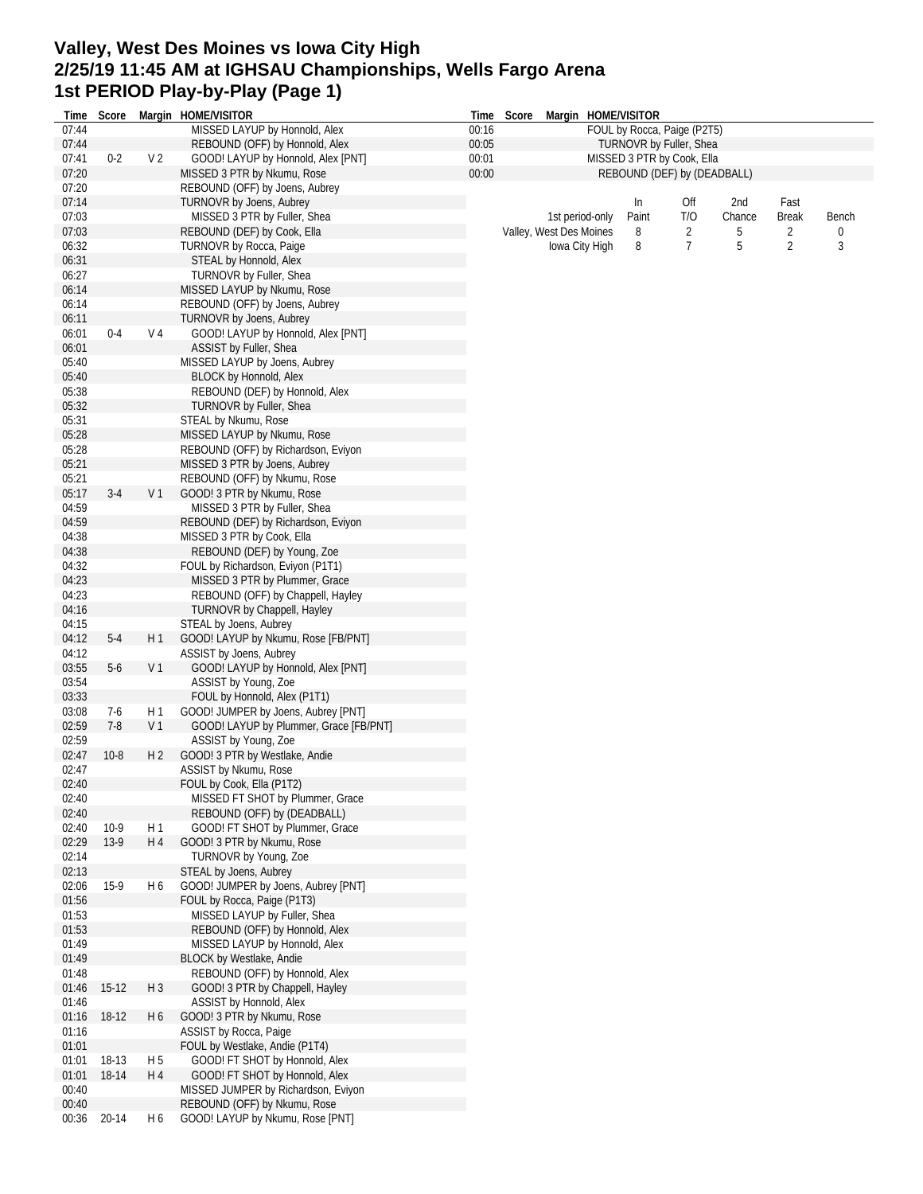# Valley, West Des Moines vs Iowa City High
# 2/25/19 11:45 AM at IGHSAU Championships, Wells Fargo Arena
# 1st PERIOD Play-by-Play (Page 1)

| Time | Score | Margin | HOME/VISITOR |
|---|---|---|---|
| 07:44 | | | MISSED LAYUP by Honnold, Alex |
| 07:44 | | | REBOUND (OFF) by Honnold, Alex |
| 07:41 | 0-2 | V 2 | GOOD! LAYUP by Honnold, Alex [PNT] |
| 07:20 | | | MISSED 3 PTR by Nkumu, Rose |
| 07:20 | | | REBOUND (OFF) by Joens, Aubrey |
| 07:14 | | | TURNOVR by Joens, Aubrey |
| 07:03 | | | MISSED 3 PTR by Fuller, Shea |
| 07:03 | | | REBOUND (DEF) by Cook, Ella |
| 06:32 | | | TURNOVR by Rocca, Paige |
| 06:31 | | | STEAL by Honnold, Alex |
| 06:27 | | | TURNOVR by Fuller, Shea |
| 06:14 | | | MISSED LAYUP by Nkumu, Rose |
| 06:14 | | | REBOUND (OFF) by Joens, Aubrey |
| 06:11 | | | TURNOVR by Joens, Aubrey |
| 06:01 | 0-4 | V 4 | GOOD! LAYUP by Honnold, Alex [PNT] |
| 06:01 | | | ASSIST by Fuller, Shea |
| 05:40 | | | MISSED LAYUP by Joens, Aubrey |
| 05:40 | | | BLOCK by Honnold, Alex |
| 05:38 | | | REBOUND (DEF) by Honnold, Alex |
| 05:32 | | | TURNOVR by Fuller, Shea |
| 05:31 | | | STEAL by Nkumu, Rose |
| 05:28 | | | MISSED LAYUP by Nkumu, Rose |
| 05:28 | | | REBOUND (OFF) by Richardson, Eviyon |
| 05:21 | | | MISSED 3 PTR by Joens, Aubrey |
| 05:21 | | | REBOUND (OFF) by Nkumu, Rose |
| 05:17 | 3-4 | V 1 | GOOD! 3 PTR by Nkumu, Rose |
| 04:59 | | | MISSED 3 PTR by Fuller, Shea |
| 04:59 | | | REBOUND (DEF) by Richardson, Eviyon |
| 04:38 | | | MISSED 3 PTR by Cook, Ella |
| 04:38 | | | REBOUND (DEF) by Young, Zoe |
| 04:32 | | | FOUL by Richardson, Eviyon (P1T1) |
| 04:23 | | | MISSED 3 PTR by Plummer, Grace |
| 04:23 | | | REBOUND (OFF) by Chappell, Hayley |
| 04:16 | | | TURNOVR by Chappell, Hayley |
| 04:15 | | | STEAL by Joens, Aubrey |
| 04:12 | 5-4 | H 1 | GOOD! LAYUP by Nkumu, Rose [FB/PNT] |
| 04:12 | | | ASSIST by Joens, Aubrey |
| 03:55 | 5-6 | V 1 | GOOD! LAYUP by Honnold, Alex [PNT] |
| 03:54 | | | ASSIST by Young, Zoe |
| 03:33 | | | FOUL by Honnold, Alex (P1T1) |
| 03:08 | 7-6 | H 1 | GOOD! JUMPER by Joens, Aubrey [PNT] |
| 02:59 | 7-8 | V 1 | GOOD! LAYUP by Plummer, Grace [FB/PNT] |
| 02:59 | | | ASSIST by Young, Zoe |
| 02:47 | 10-8 | H 2 | GOOD! 3 PTR by Westlake, Andie |
| 02:47 | | | ASSIST by Nkumu, Rose |
| 02:40 | | | FOUL by Cook, Ella (P1T2) |
| 02:40 | | | MISSED FT SHOT by Plummer, Grace |
| 02:40 | | | REBOUND (OFF) by (DEADBALL) |
| 02:40 | 10-9 | H 1 | GOOD! FT SHOT by Plummer, Grace |
| 02:29 | 13-9 | H 4 | GOOD! 3 PTR by Nkumu, Rose |
| 02:14 | | | TURNOVR by Young, Zoe |
| 02:13 | | | STEAL by Joens, Aubrey |
| 02:06 | 15-9 | H 6 | GOOD! JUMPER by Joens, Aubrey [PNT] |
| 01:56 | | | FOUL by Rocca, Paige (P1T3) |
| 01:53 | | | MISSED LAYUP by Fuller, Shea |
| 01:53 | | | REBOUND (OFF) by Honnold, Alex |
| 01:49 | | | MISSED LAYUP by Honnold, Alex |
| 01:49 | | | BLOCK by Westlake, Andie |
| 01:48 | | | REBOUND (OFF) by Honnold, Alex |
| 01:46 | 15-12 | H 3 | GOOD! 3 PTR by Chappell, Hayley |
| 01:46 | | | ASSIST by Honnold, Alex |
| 01:16 | 18-12 | H 6 | GOOD! 3 PTR by Nkumu, Rose |
| 01:16 | | | ASSIST by Rocca, Paige |
| 01:01 | | | FOUL by Westlake, Andie (P1T4) |
| 01:01 | 18-13 | H 5 | GOOD! FT SHOT by Honnold, Alex |
| 01:01 | 18-14 | H 4 | GOOD! FT SHOT by Honnold, Alex |
| 00:40 | | | MISSED JUMPER by Richardson, Eviyon |
| 00:40 | | | REBOUND (OFF) by Nkumu, Rose |
| 00:36 | 20-14 | H 6 | GOOD! LAYUP by Nkumu, Rose [PNT] |
| 00:16 | | | FOUL by Rocca, Paige (P2T5) |
| 00:05 | | | TURNOVR by Fuller, Shea |
| 00:01 | | | MISSED 3 PTR by Cook, Ella |
| 00:00 | | | REBOUND (DEF) by (DEADBALL) |

| 1st period-only | In Paint | Off T/O | 2nd Chance | Fast Break | Bench |
|---|---|---|---|---|---|
| Valley, West Des Moines | 8 | 2 | 5 | 2 | 0 |
| Iowa City High | 8 | 7 | 5 | 2 | 3 |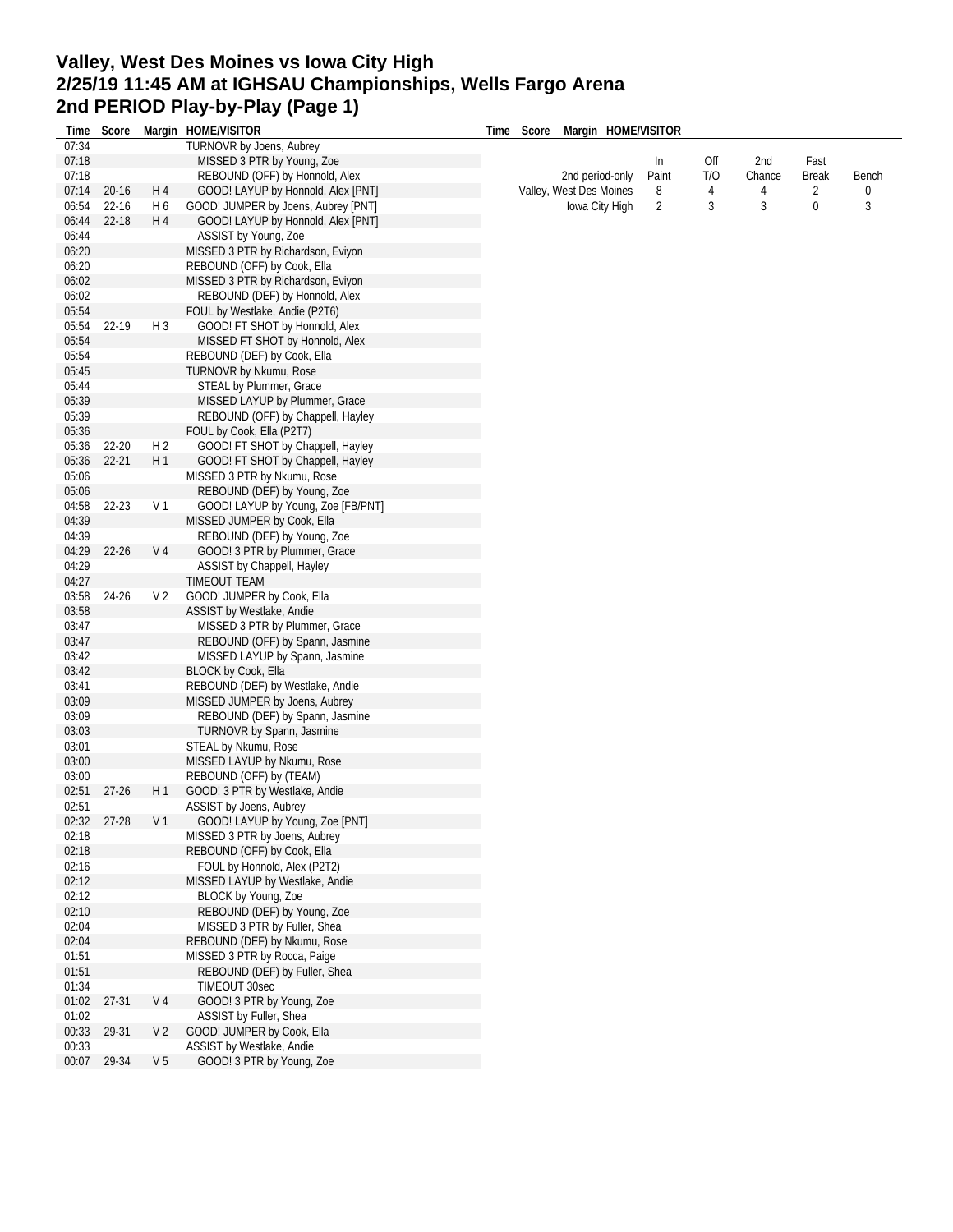# Valley, West Des Moines vs Iowa City High
## 2/25/19 11:45 AM at IGHSAU Championships, Wells Fargo Arena
## 2nd PERIOD Play-by-Play (Page 1)

| Time | Score | Margin | HOME | VISITOR |
|---|---|---|---|---|
| 07:34 | | | TURNOVR by Joens, Aubrey | |
| 07:18 | | | | MISSED 3 PTR by Young, Zoe |
| 07:18 | | | | REBOUND (OFF) by Honnold, Alex |
| 07:14 | 20-16 | H 4 | | GOOD! LAYUP by Honnold, Alex [PNT] |
| 06:54 | 22-16 | H 6 | GOOD! JUMPER by Joens, Aubrey [PNT] | |
| 06:44 | 22-18 | H 4 | | GOOD! LAYUP by Honnold, Alex [PNT] |
| 06:44 | | | | ASSIST by Young, Zoe |
| 06:20 | | | MISSED 3 PTR by Richardson, Eviyon | |
| 06:20 | | | REBOUND (OFF) by Cook, Ella | |
| 06:02 | | | MISSED 3 PTR by Richardson, Eviyon | |
| 06:02 | | | | REBOUND (DEF) by Honnold, Alex |
| 05:54 | | | FOUL by Westlake, Andie (P2T6) | |
| 05:54 | 22-19 | H 3 | | GOOD! FT SHOT by Honnold, Alex |
| 05:54 | | | | MISSED FT SHOT by Honnold, Alex |
| 05:54 | | | REBOUND (DEF) by Cook, Ella | |
| 05:45 | | | TURNOVR by Nkumu, Rose | |
| 05:44 | | | | STEAL by Plummer, Grace |
| 05:39 | | | | MISSED LAYUP by Plummer, Grace |
| 05:39 | | | | REBOUND (OFF) by Chappell, Hayley |
| 05:36 | | | FOUL by Cook, Ella (P2T7) | |
| 05:36 | 22-20 | H 2 | | GOOD! FT SHOT by Chappell, Hayley |
| 05:36 | 22-21 | H 1 | | GOOD! FT SHOT by Chappell, Hayley |
| 05:06 | | | MISSED 3 PTR by Nkumu, Rose | |
| 05:06 | | | | REBOUND (DEF) by Young, Zoe |
| 04:58 | 22-23 | V 1 | | GOOD! LAYUP by Young, Zoe [FB/PNT] |
| 04:39 | | | MISSED JUMPER by Cook, Ella | |
| 04:39 | | | | REBOUND (DEF) by Young, Zoe |
| 04:29 | 22-26 | V 4 | | GOOD! 3 PTR by Plummer, Grace |
| 04:29 | | | | ASSIST by Chappell, Hayley |
| 04:27 | | | TIMEOUT TEAM | |
| 03:58 | 24-26 | V 2 | GOOD! JUMPER by Cook, Ella | |
| 03:58 | | | ASSIST by Westlake, Andie | |
| 03:47 | | | | MISSED 3 PTR by Plummer, Grace |
| 03:47 | | | | REBOUND (OFF) by Spann, Jasmine |
| 03:42 | | | | MISSED LAYUP by Spann, Jasmine |
| 03:42 | | | BLOCK by Cook, Ella | |
| 03:41 | | | REBOUND (DEF) by Westlake, Andie | |
| 03:09 | | | MISSED JUMPER by Joens, Aubrey | |
| 03:09 | | | | REBOUND (DEF) by Spann, Jasmine |
| 03:03 | | | | TURNOVR by Spann, Jasmine |
| 03:01 | | | STEAL by Nkumu, Rose | |
| 03:00 | | | MISSED LAYUP by Nkumu, Rose | |
| 03:00 | | | REBOUND (OFF) by (TEAM) | |
| 02:51 | 27-26 | H 1 | GOOD! 3 PTR by Westlake, Andie | |
| 02:51 | | | ASSIST by Joens, Aubrey | |
| 02:32 | 27-28 | V 1 | | GOOD! LAYUP by Young, Zoe [PNT] |
| 02:18 | | | MISSED 3 PTR by Joens, Aubrey | |
| 02:18 | | | REBOUND (OFF) by Cook, Ella | |
| 02:16 | | | | FOUL by Honnold, Alex (P2T2) |
| 02:12 | | | MISSED LAYUP by Westlake, Andie | |
| 02:12 | | | | BLOCK by Young, Zoe |
| 02:10 | | | | REBOUND (DEF) by Young, Zoe |
| 02:04 | | | | MISSED 3 PTR by Fuller, Shea |
| 02:04 | | | REBOUND (DEF) by Nkumu, Rose | |
| 01:51 | | | MISSED 3 PTR by Rocca, Paige | |
| 01:51 | | | | REBOUND (DEF) by Fuller, Shea |
| 01:34 | | | | TIMEOUT 30sec |
| 01:02 | 27-31 | V 4 | | GOOD! 3 PTR by Young, Zoe |
| 01:02 | | | | ASSIST by Fuller, Shea |
| 00:33 | 29-31 | V 2 | GOOD! JUMPER by Cook, Ella | |
| 00:33 | | | ASSIST by Westlake, Andie | |
| 00:07 | 29-34 | V 5 | | GOOD! 3 PTR by Young, Zoe |

| 2nd period-only | In Paint | Off T/O | 2nd Chance | Fast Break | Bench |
|---|---|---|---|---|---|
| Valley, West Des Moines | 8 | 4 | 4 | 2 | 0 |
| Iowa City High | 2 | 3 | 3 | 0 | 3 |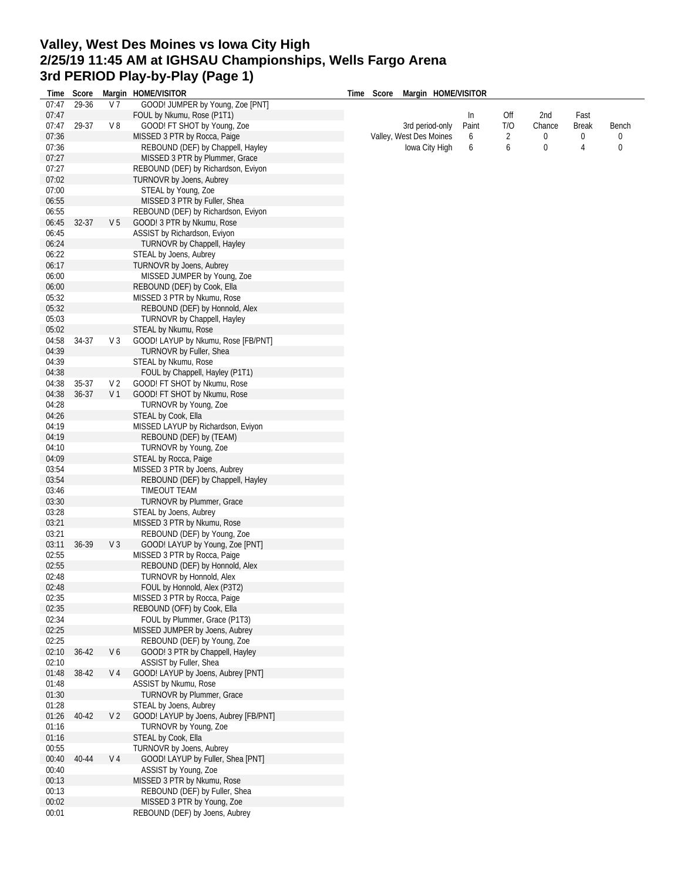# Valley, West Des Moines vs Iowa City High
# 2/25/19 11:45 AM at IGHSAU Championships, Wells Fargo Arena
# 3rd PERIOD Play-by-Play (Page 1)

| Time | Score | Margin | HOME/VISITOR |
|---|---|---|---|
| 07:47 | 29-36 | V 7 | GOOD! JUMPER by Young, Zoe [PNT] |
| 07:47 | | | FOUL by Nkumu, Rose (P1T1) |
| 07:47 | 29-37 | V 8 | GOOD! FT SHOT by Young, Zoe |
| 07:36 | | | MISSED 3 PTR by Rocca, Paige |
| 07:36 | | | REBOUND (DEF) by Chappell, Hayley |
| 07:27 | | | MISSED 3 PTR by Plummer, Grace |
| 07:27 | | | REBOUND (DEF) by Richardson, Eviyon |
| 07:02 | | | TURNOVR by Joens, Aubrey |
| 07:00 | | | STEAL by Young, Zoe |
| 06:55 | | | MISSED 3 PTR by Fuller, Shea |
| 06:55 | | | REBOUND (DEF) by Richardson, Eviyon |
| 06:45 | 32-37 | V 5 | GOOD! 3 PTR by Nkumu, Rose |
| 06:45 | | | ASSIST by Richardson, Eviyon |
| 06:24 | | | TURNOVR by Chappell, Hayley |
| 06:22 | | | STEAL by Joens, Aubrey |
| 06:17 | | | TURNOVR by Joens, Aubrey |
| 06:00 | | | MISSED JUMPER by Young, Zoe |
| 06:00 | | | REBOUND (DEF) by Cook, Ella |
| 05:32 | | | MISSED 3 PTR by Nkumu, Rose |
| 05:32 | | | REBOUND (DEF) by Honnold, Alex |
| 05:03 | | | TURNOVR by Chappell, Hayley |
| 05:02 | | | STEAL by Nkumu, Rose |
| 04:58 | 34-37 | V 3 | GOOD! LAYUP by Nkumu, Rose [FB/PNT] |
| 04:39 | | | TURNOVR by Fuller, Shea |
| 04:39 | | | STEAL by Nkumu, Rose |
| 04:38 | | | FOUL by Chappell, Hayley (P1T1) |
| 04:38 | 35-37 | V 2 | GOOD! FT SHOT by Nkumu, Rose |
| 04:38 | 36-37 | V 1 | GOOD! FT SHOT by Nkumu, Rose |
| 04:28 | | | TURNOVR by Young, Zoe |
| 04:26 | | | STEAL by Cook, Ella |
| 04:19 | | | MISSED LAYUP by Richardson, Eviyon |
| 04:19 | | | REBOUND (DEF) by (TEAM) |
| 04:10 | | | TURNOVR by Young, Zoe |
| 04:09 | | | STEAL by Rocca, Paige |
| 03:54 | | | MISSED 3 PTR by Joens, Aubrey |
| 03:54 | | | REBOUND (DEF) by Chappell, Hayley |
| 03:46 | | | TIMEOUT TEAM |
| 03:30 | | | TURNOVR by Plummer, Grace |
| 03:28 | | | STEAL by Joens, Aubrey |
| 03:21 | | | MISSED 3 PTR by Nkumu, Rose |
| 03:21 | | | REBOUND (DEF) by Young, Zoe |
| 03:11 | 36-39 | V 3 | GOOD! LAYUP by Young, Zoe [PNT] |
| 02:55 | | | MISSED 3 PTR by Rocca, Paige |
| 02:55 | | | REBOUND (DEF) by Honnold, Alex |
| 02:48 | | | TURNOVR by Honnold, Alex |
| 02:48 | | | FOUL by Honnold, Alex (P3T2) |
| 02:35 | | | MISSED 3 PTR by Rocca, Paige |
| 02:35 | | | REBOUND (OFF) by Cook, Ella |
| 02:34 | | | FOUL by Plummer, Grace (P1T3) |
| 02:25 | | | MISSED JUMPER by Joens, Aubrey |
| 02:25 | | | REBOUND (DEF) by Young, Zoe |
| 02:10 | 36-42 | V 6 | GOOD! 3 PTR by Chappell, Hayley |
| 02:10 | | | ASSIST by Fuller, Shea |
| 01:48 | 38-42 | V 4 | GOOD! LAYUP by Joens, Aubrey [PNT] |
| 01:48 | | | ASSIST by Nkumu, Rose |
| 01:30 | | | TURNOVR by Plummer, Grace |
| 01:28 | | | STEAL by Joens, Aubrey |
| 01:26 | 40-42 | V 2 | GOOD! LAYUP by Joens, Aubrey [FB/PNT] |
| 01:16 | | | TURNOVR by Young, Zoe |
| 01:16 | | | STEAL by Cook, Ella |
| 00:55 | | | TURNOVR by Joens, Aubrey |
| 00:40 | 40-44 | V 4 | GOOD! LAYUP by Fuller, Shea [PNT] |
| 00:40 | | | ASSIST by Young, Zoe |
| 00:13 | | | MISSED 3 PTR by Nkumu, Rose |
| 00:13 | | | REBOUND (DEF) by Fuller, Shea |
| 00:02 | | | MISSED 3 PTR by Young, Zoe |
| 00:01 | | | REBOUND (DEF) by Joens, Aubrey |

| 3rd period-only | In Paint | Off T/O | 2nd Chance | Fast Break | Bench |
|---|---|---|---|---|---|
| Valley, West Des Moines | 6 | 2 | 0 | 0 | 0 |
| Iowa City High | 6 | 6 | 0 | 4 | 0 |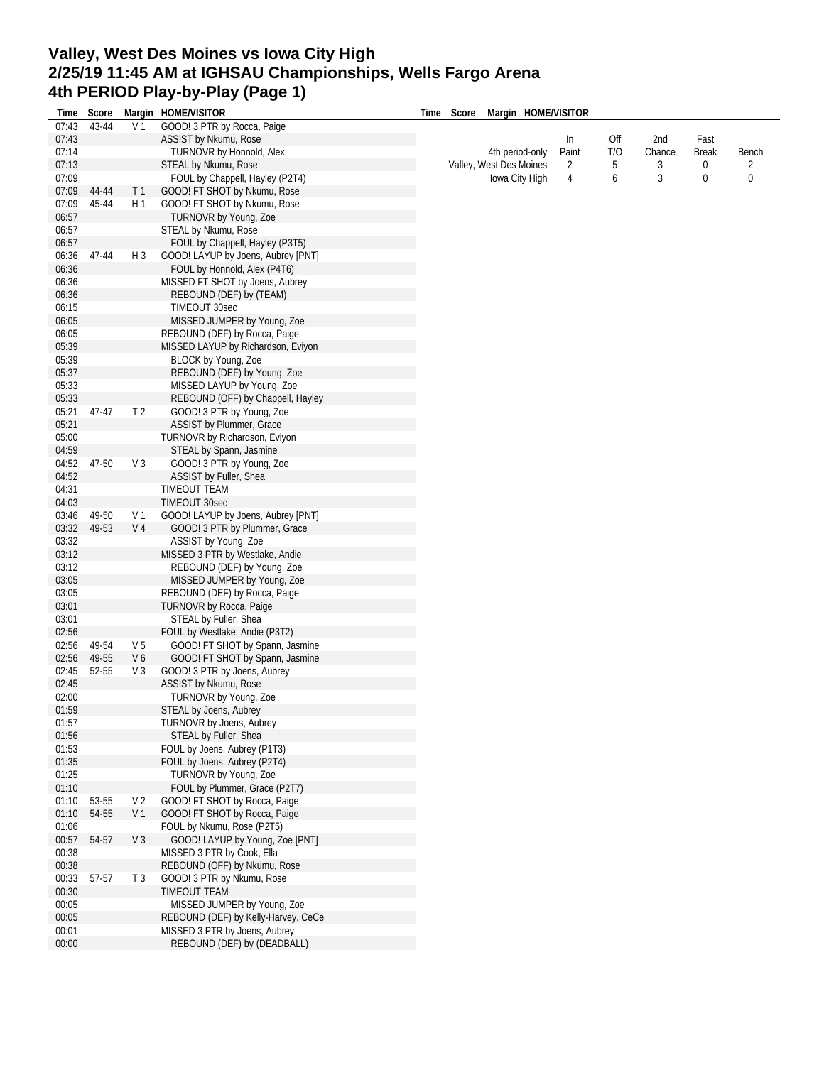# Valley, West Des Moines vs Iowa City High
## 2/25/19 11:45 AM at IGHSAU Championships, Wells Fargo Arena
## 4th PERIOD Play-by-Play (Page 1)

| Time | Score | Margin | HOME/VISITOR |
|---|---|---|---|
| 07:43 | 43-44 | V 1 | GOOD! 3 PTR by Rocca, Paige |
| 07:43 | | | ASSIST by Nkumu, Rose |
| 07:14 | | | TURNOVR by Honnold, Alex |
| 07:13 | | | STEAL by Nkumu, Rose |
| 07:09 | | | FOUL by Chappell, Hayley (P2T4) |
| 07:09 | 44-44 | T 1 | GOOD! FT SHOT by Nkumu, Rose |
| 07:09 | 45-44 | H 1 | GOOD! FT SHOT by Nkumu, Rose |
| 06:57 | | | TURNOVR by Young, Zoe |
| 06:57 | | | STEAL by Nkumu, Rose |
| 06:57 | | | FOUL by Chappell, Hayley (P3T5) |
| 06:36 | 47-44 | H 3 | GOOD! LAYUP by Joens, Aubrey [PNT] |
| 06:36 | | | FOUL by Honnold, Alex (P4T6) |
| 06:36 | | | MISSED FT SHOT by Joens, Aubrey |
| 06:36 | | | REBOUND (DEF) by (TEAM) |
| 06:15 | | | TIMEOUT 30sec |
| 06:05 | | | MISSED JUMPER by Young, Zoe |
| 06:05 | | | REBOUND (DEF) by Rocca, Paige |
| 05:39 | | | MISSED LAYUP by Richardson, Eviyon |
| 05:39 | | | BLOCK by Young, Zoe |
| 05:37 | | | REBOUND (DEF) by Young, Zoe |
| 05:33 | | | MISSED LAYUP by Young, Zoe |
| 05:33 | | | REBOUND (OFF) by Chappell, Hayley |
| 05:21 | 47-47 | T 2 | GOOD! 3 PTR by Young, Zoe |
| 05:21 | | | ASSIST by Plummer, Grace |
| 05:00 | | | TURNOVR by Richardson, Eviyon |
| 04:59 | | | STEAL by Spann, Jasmine |
| 04:52 | 47-50 | V 3 | GOOD! 3 PTR by Young, Zoe |
| 04:52 | | | ASSIST by Fuller, Shea |
| 04:31 | | | TIMEOUT TEAM |
| 04:03 | | | TIMEOUT 30sec |
| 03:46 | 49-50 | V 1 | GOOD! LAYUP by Joens, Aubrey [PNT] |
| 03:32 | 49-53 | V 4 | GOOD! 3 PTR by Plummer, Grace |
| 03:32 | | | ASSIST by Young, Zoe |
| 03:12 | | | MISSED 3 PTR by Westlake, Andie |
| 03:12 | | | REBOUND (DEF) by Young, Zoe |
| 03:05 | | | MISSED JUMPER by Young, Zoe |
| 03:05 | | | REBOUND (DEF) by Rocca, Paige |
| 03:01 | | | TURNOVR by Rocca, Paige |
| 03:01 | | | STEAL by Fuller, Shea |
| 02:56 | | | FOUL by Westlake, Andie (P3T2) |
| 02:56 | 49-54 | V 5 | GOOD! FT SHOT by Spann, Jasmine |
| 02:56 | 49-55 | V 6 | GOOD! FT SHOT by Spann, Jasmine |
| 02:45 | 52-55 | V 3 | GOOD! 3 PTR by Joens, Aubrey |
| 02:45 | | | ASSIST by Nkumu, Rose |
| 02:00 | | | TURNOVR by Young, Zoe |
| 01:59 | | | STEAL by Joens, Aubrey |
| 01:57 | | | TURNOVR by Joens, Aubrey |
| 01:56 | | | STEAL by Fuller, Shea |
| 01:53 | | | FOUL by Joens, Aubrey (P1T3) |
| 01:35 | | | FOUL by Joens, Aubrey (P2T4) |
| 01:25 | | | TURNOVR by Young, Zoe |
| 01:10 | | | FOUL by Plummer, Grace (P2T7) |
| 01:10 | 53-55 | V 2 | GOOD! FT SHOT by Rocca, Paige |
| 01:10 | 54-55 | V 1 | GOOD! FT SHOT by Rocca, Paige |
| 01:06 | | | FOUL by Nkumu, Rose (P2T5) |
| 00:57 | 54-57 | V 3 | GOOD! LAYUP by Young, Zoe [PNT] |
| 00:38 | | | MISSED 3 PTR by Cook, Ella |
| 00:38 | | | REBOUND (OFF) by Nkumu, Rose |
| 00:33 | 57-57 | T 3 | GOOD! 3 PTR by Nkumu, Rose |
| 00:30 | | | TIMEOUT TEAM |
| 00:05 | | | MISSED JUMPER by Young, Zoe |
| 00:05 | | | REBOUND (DEF) by Kelly-Harvey, CeCe |
| 00:01 | | | MISSED 3 PTR by Joens, Aubrey |
| 00:00 | | | REBOUND (DEF) by (DEADBALL) |

| 4th period-only | In Paint | Off T/O | 2nd Chance | Fast Break | Bench |
|---|---|---|---|---|---|
| Valley, West Des Moines | 2 | 5 | 3 | 0 | 2 |
| Iowa City High | 4 | 6 | 3 | 0 | 0 |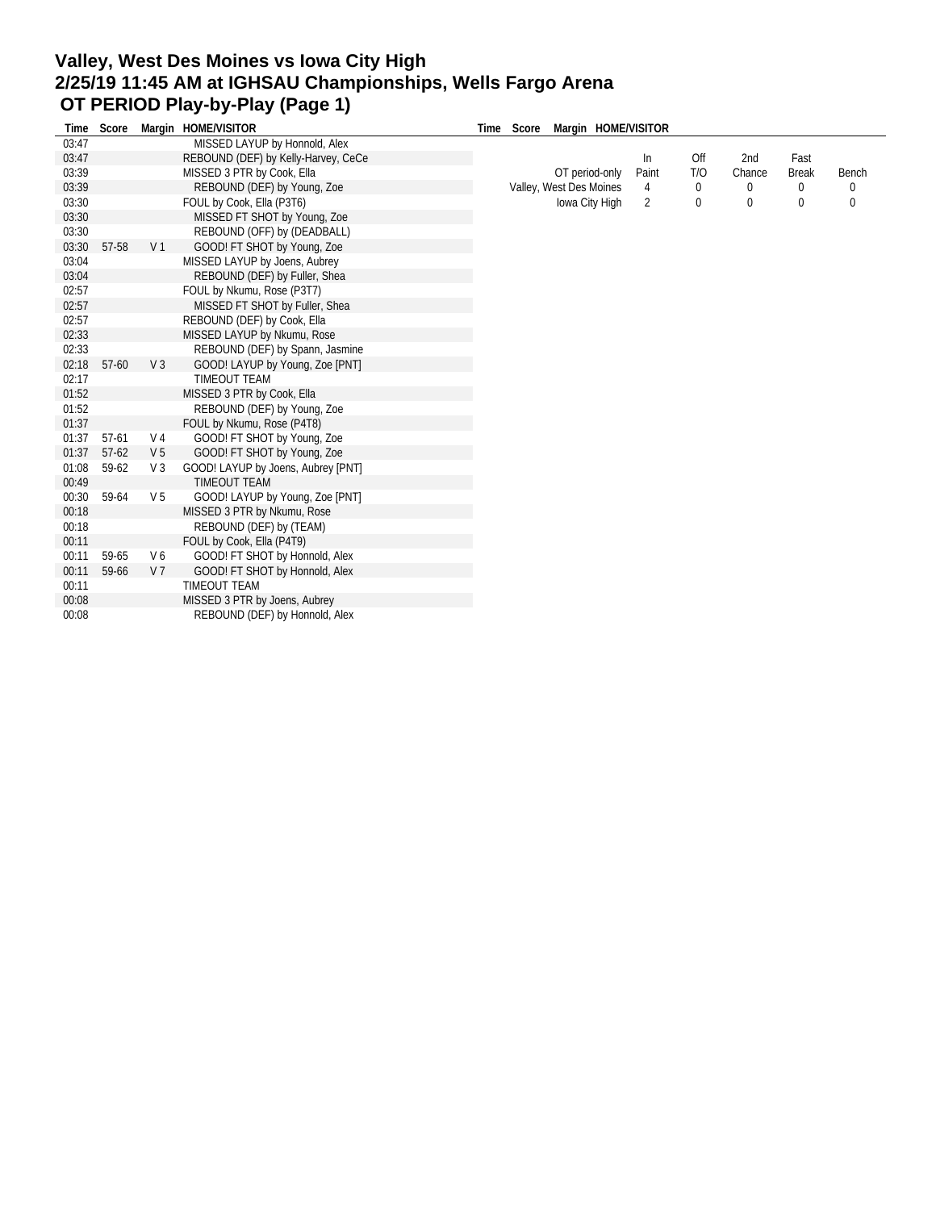# Valley, West Des Moines vs Iowa City High
## 2/25/19 11:45 AM at IGHSAU Championships, Wells Fargo Arena
### OT PERIOD Play-by-Play (Page 1)

| Time | Score | Margin | HOME/VISITOR |
|---|---|---|---|
| 03:47 | | | MISSED LAYUP by Honnold, Alex |
| 03:47 | | | REBOUND (DEF) by Kelly-Harvey, CeCe |
| 03:39 | | | MISSED 3 PTR by Cook, Ella |
| 03:39 | | | REBOUND (DEF) by Young, Zoe |
| 03:30 | | | FOUL by Cook, Ella (P3T6) |
| 03:30 | | | MISSED FT SHOT by Young, Zoe |
| 03:30 | | | REBOUND (OFF) by (DEADBALL) |
| 03:30 | 57-58 | V 1 | GOOD! FT SHOT by Young, Zoe |
| 03:04 | | | MISSED LAYUP by Joens, Aubrey |
| 03:04 | | | REBOUND (DEF) by Fuller, Shea |
| 02:57 | | | FOUL by Nkumu, Rose (P3T7) |
| 02:57 | | | MISSED FT SHOT by Fuller, Shea |
| 02:57 | | | REBOUND (DEF) by Cook, Ella |
| 02:33 | | | MISSED LAYUP by Nkumu, Rose |
| 02:33 | | | REBOUND (DEF) by Spann, Jasmine |
| 02:18 | 57-60 | V 3 | GOOD! LAYUP by Young, Zoe [PNT] |
| 02:17 | | | TIMEOUT TEAM |
| 01:52 | | | MISSED 3 PTR by Cook, Ella |
| 01:52 | | | REBOUND (DEF) by Young, Zoe |
| 01:37 | | | FOUL by Nkumu, Rose (P4T8) |
| 01:37 | 57-61 | V 4 | GOOD! FT SHOT by Young, Zoe |
| 01:37 | 57-62 | V 5 | GOOD! FT SHOT by Young, Zoe |
| 01:08 | 59-62 | V 3 | GOOD! LAYUP by Joens, Aubrey [PNT] |
| 00:49 | | | TIMEOUT TEAM |
| 00:30 | 59-64 | V 5 | GOOD! LAYUP by Young, Zoe [PNT] |
| 00:18 | | | MISSED 3 PTR by Nkumu, Rose |
| 00:18 | | | REBOUND (DEF) by (TEAM) |
| 00:11 | | | FOUL by Cook, Ella (P4T9) |
| 00:11 | 59-65 | V 6 | GOOD! FT SHOT by Honnold, Alex |
| 00:11 | 59-66 | V 7 | GOOD! FT SHOT by Honnold, Alex |
| 00:11 | | | TIMEOUT TEAM |
| 00:08 | | | MISSED 3 PTR by Joens, Aubrey |
| 00:08 | | | REBOUND (DEF) by Honnold, Alex |

| OT period-only | In Paint | Off T/O | 2nd Chance | Fast Break | Bench |
|---|---|---|---|---|---|
| Valley, West Des Moines | 4 | 0 | 0 | 0 | 0 |
| Iowa City High | 2 | 0 | 0 | 0 | 0 |